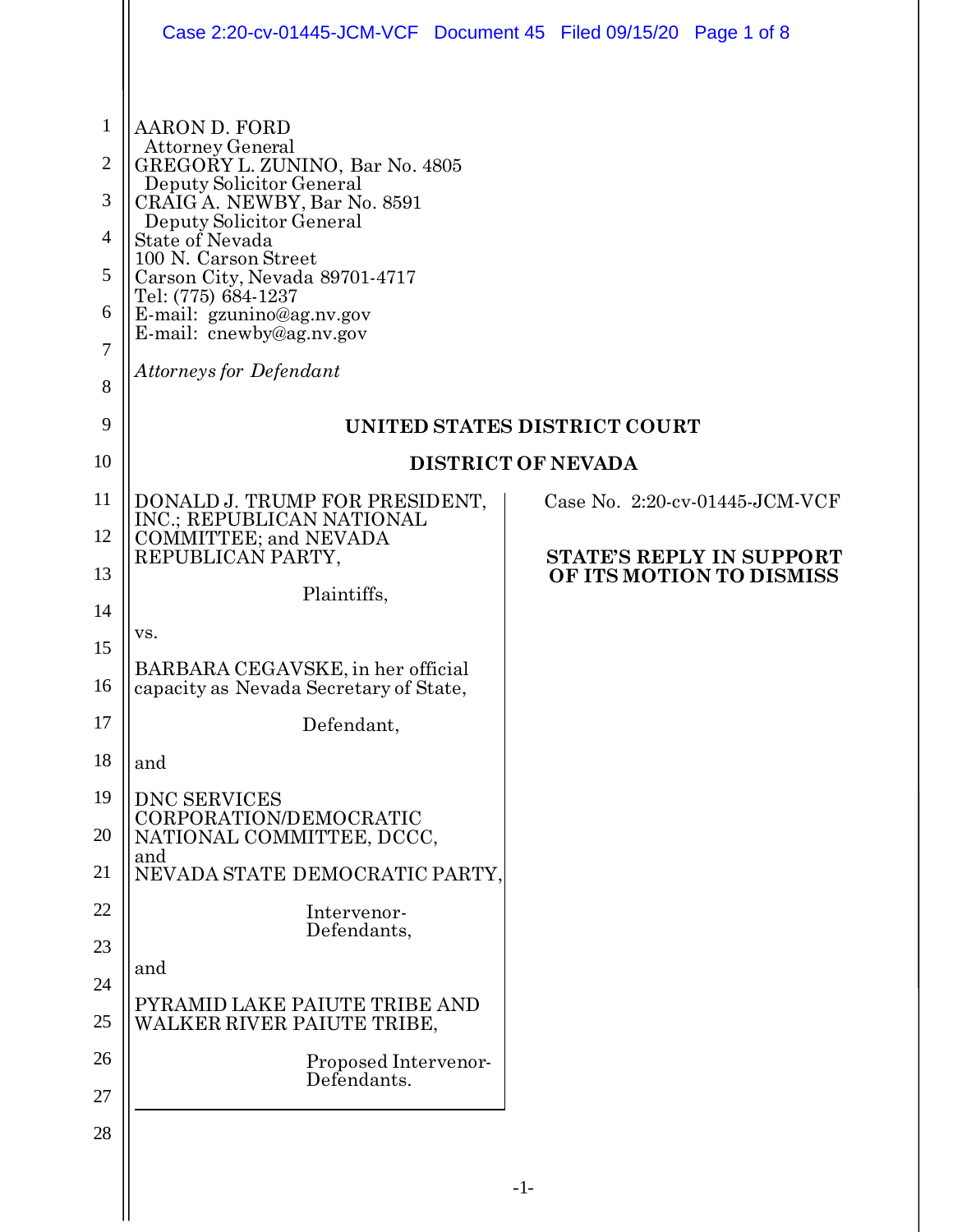AARON D. FORD
Attorney General
GREGORY L. ZUNINO, Bar No. 4805
Deputy Solicitor General
CRAIG A. NEWBY, Bar No. 8591
Deputy Solicitor General
State of Nevada
100 N. Carson Street
Carson City, Nevada 89701-4717
Tel: (775) 684-1237
E-mail: gzunino@ag.nv.gov
E-mail: cnewby@ag.nv.gov

*Attorneys for Defendant*

**UNITED STATES DISTRICT COURT**

**DISTRICT OF NEVADA**

DONALD J. TRUMP FOR PRESIDENT, INC.; REPUBLICAN NATIONAL COMMITTEE; and NEVADA REPUBLICAN PARTY,

Plaintiffs,

vs.

BARBARA CEGAVSKE, in her official capacity as Nevada Secretary of State,

Defendant,

and

DNC SERVICES CORPORATION/DEMOCRATIC NATIONAL COMMITTEE, DCCC, and NEVADA STATE DEMOCRATIC PARTY,

Intervenor-Defendants,

and

PYRAMID LAKE PAIUTE TRIBE AND WALKER RIVER PAIUTE TRIBE,

Proposed Intervenor-Defendants.

Case No. 2:20-cv-01445-JCM-VCF

**STATE'S REPLY IN SUPPORT OF ITS MOTION TO DISMISS**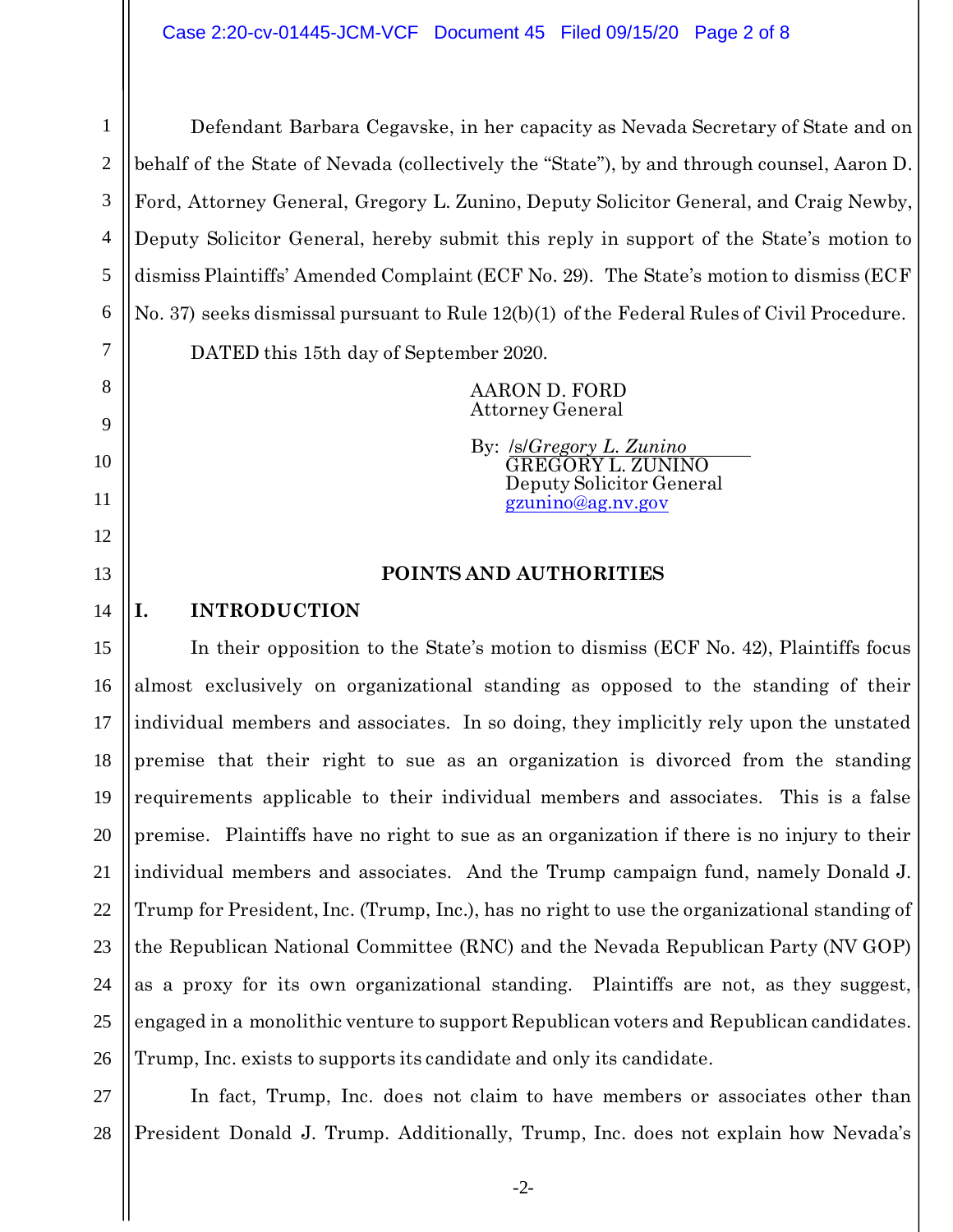Defendant Barbara Cegavske, in her capacity as Nevada Secretary of State and on behalf of the State of Nevada (collectively the "State"), by and through counsel, Aaron D. Ford, Attorney General, Gregory L. Zunino, Deputy Solicitor General, and Craig Newby, Deputy Solicitor General, hereby submit this reply in support of the State's motion to dismiss Plaintiffs' Amended Complaint (ECF No. 29). The State's motion to dismiss (ECF No. 37) seeks dismissal pursuant to Rule 12(b)(1) of the Federal Rules of Civil Procedure.

DATED this 15th day of September 2020.

AARON D. FORD
Attorney General

By: /s/*Gregory L. Zunino*
GREGORY L. ZUNINO
Deputy Solicitor General
gzunino@ag.nv.gov

## POINTS AND AUTHORITIES

### I. INTRODUCTION

In their opposition to the State's motion to dismiss (ECF No. 42), Plaintiffs focus almost exclusively on organizational standing as opposed to the standing of their individual members and associates. In so doing, they implicitly rely upon the unstated premise that their right to sue as an organization is divorced from the standing requirements applicable to their individual members and associates. This is a false premise. Plaintiffs have no right to sue as an organization if there is no injury to their individual members and associates. And the Trump campaign fund, namely Donald J. Trump for President, Inc. (Trump, Inc.), has no right to use the organizational standing of the Republican National Committee (RNC) and the Nevada Republican Party (NV GOP) as a proxy for its own organizational standing. Plaintiffs are not, as they suggest, engaged in a monolithic venture to support Republican voters and Republican candidates. Trump, Inc. exists to supports its candidate and only its candidate.

In fact, Trump, Inc. does not claim to have members or associates other than President Donald J. Trump. Additionally, Trump, Inc. does not explain how Nevada's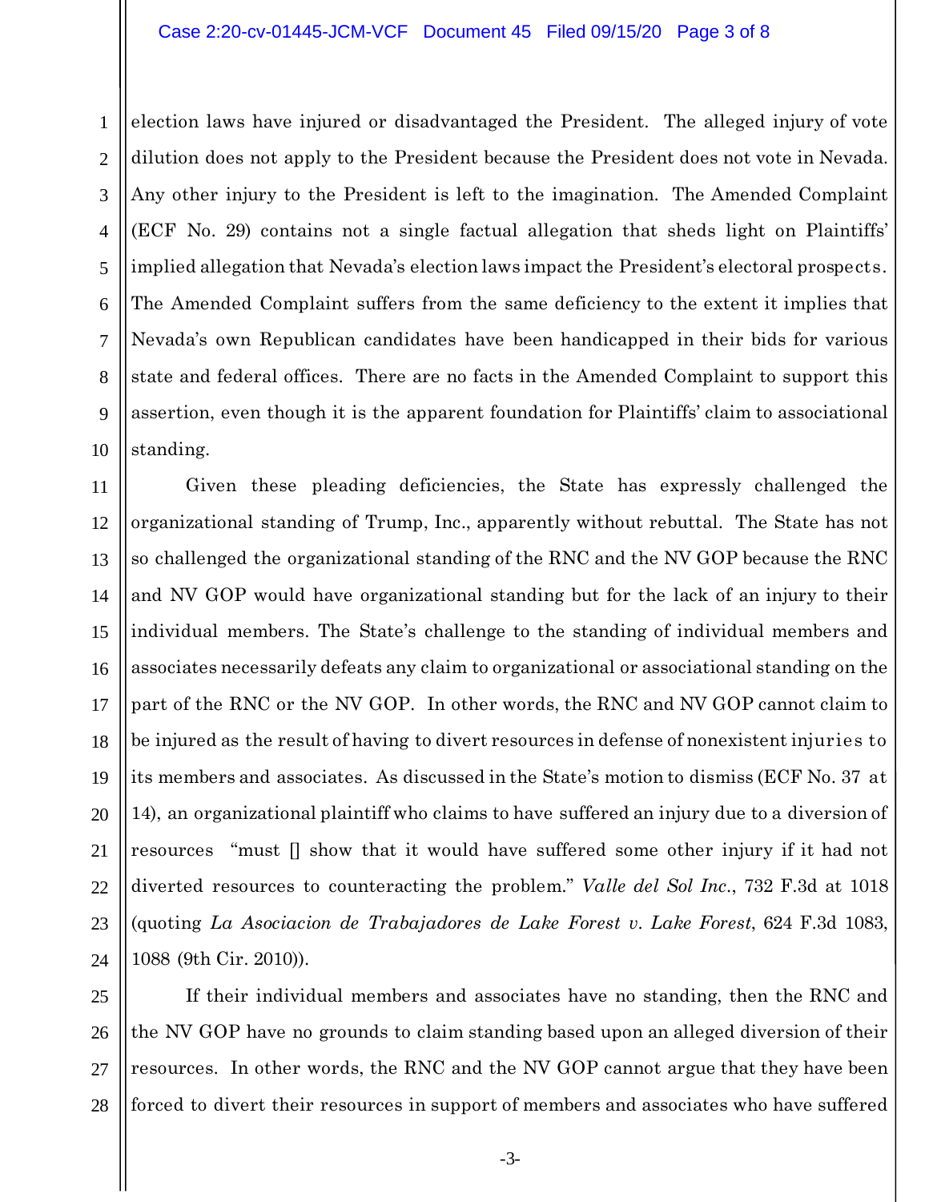election laws have injured or disadvantaged the President. The alleged injury of vote dilution does not apply to the President because the President does not vote in Nevada. Any other injury to the President is left to the imagination. The Amended Complaint (ECF No. 29) contains not a single factual allegation that sheds light on Plaintiffs' implied allegation that Nevada's election laws impact the President's electoral prospects. The Amended Complaint suffers from the same deficiency to the extent it implies that Nevada's own Republican candidates have been handicapped in their bids for various state and federal offices. There are no facts in the Amended Complaint to support this assertion, even though it is the apparent foundation for Plaintiffs' claim to associational standing.

Given these pleading deficiencies, the State has expressly challenged the organizational standing of Trump, Inc., apparently without rebuttal. The State has not so challenged the organizational standing of the RNC and the NV GOP because the RNC and NV GOP would have organizational standing but for the lack of an injury to their individual members. The State's challenge to the standing of individual members and associates necessarily defeats any claim to organizational or associational standing on the part of the RNC or the NV GOP. In other words, the RNC and NV GOP cannot claim to be injured as the result of having to divert resources in defense of nonexistent injuries to its members and associates. As discussed in the State's motion to dismiss (ECF No. 37 at 14), an organizational plaintiff who claims to have suffered an injury due to a diversion of resources "must [] show that it would have suffered some other injury if it had not diverted resources to counteracting the problem." *Valle del Sol Inc.*, 732 F.3d at 1018 (quoting *La Asociacion de Trabajadores de Lake Forest v. Lake Forest*, 624 F.3d 1083, 1088 (9th Cir. 2010)).

If their individual members and associates have no standing, then the RNC and the NV GOP have no grounds to claim standing based upon an alleged diversion of their resources. In other words, the RNC and the NV GOP cannot argue that they have been forced to divert their resources in support of members and associates who have suffered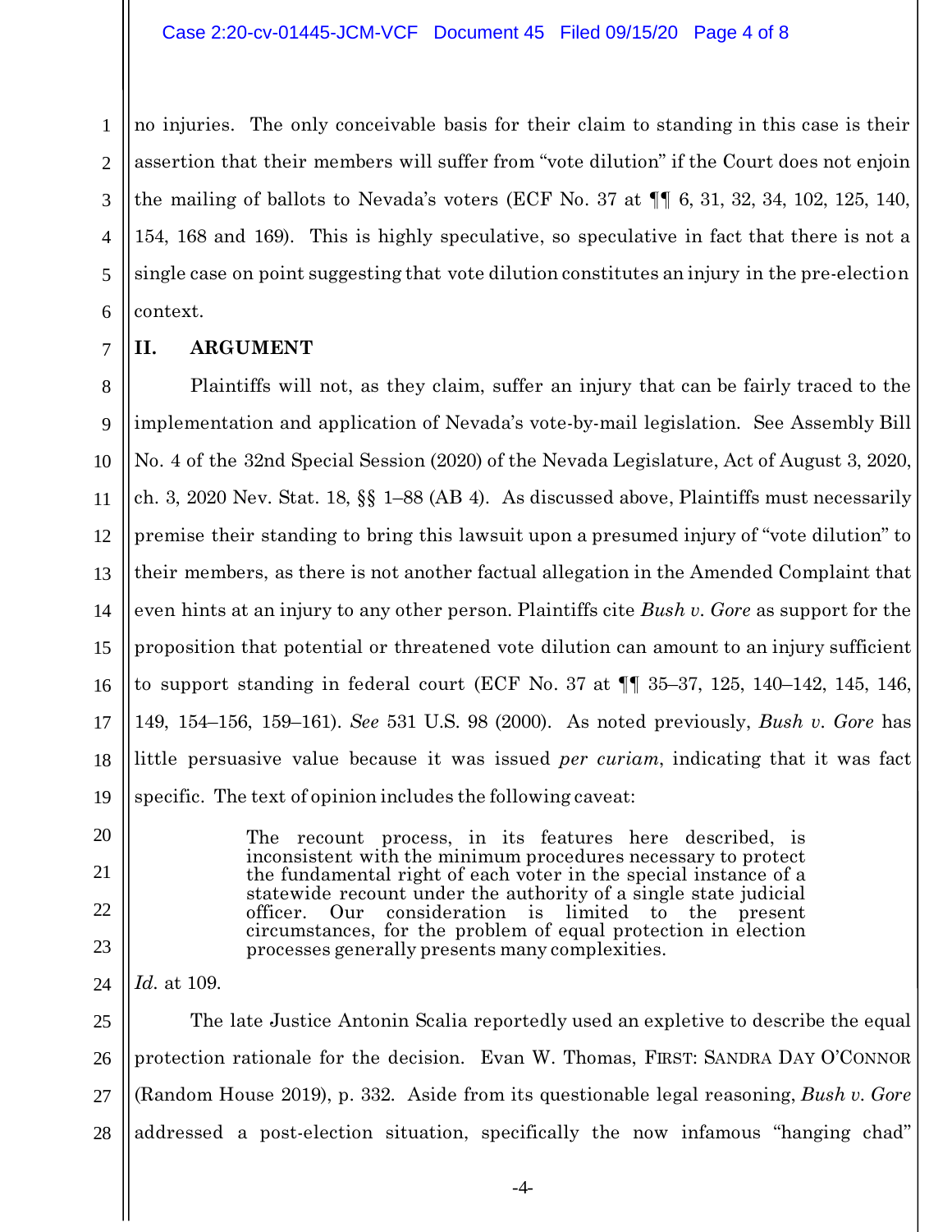no injuries. The only conceivable basis for their claim to standing in this case is their assertion that their members will suffer from "vote dilution" if the Court does not enjoin the mailing of ballots to Nevada's voters (ECF No. 37 at ¶¶ 6, 31, 32, 34, 102, 125, 140, 154, 168 and 169). This is highly speculative, so speculative in fact that there is not a single case on point suggesting that vote dilution constitutes an injury in the pre-election context.

## II. ARGUMENT

Plaintiffs will not, as they claim, suffer an injury that can be fairly traced to the implementation and application of Nevada's vote-by-mail legislation. See Assembly Bill No. 4 of the 32nd Special Session (2020) of the Nevada Legislature, Act of August 3, 2020, ch. 3, 2020 Nev. Stat. 18, §§ 1–88 (AB 4). As discussed above, Plaintiffs must necessarily premise their standing to bring this lawsuit upon a presumed injury of "vote dilution" to their members, as there is not another factual allegation in the Amended Complaint that even hints at an injury to any other person. Plaintiffs cite *Bush v. Gore* as support for the proposition that potential or threatened vote dilution can amount to an injury sufficient to support standing in federal court (ECF No. 37 at ¶¶ 35–37, 125, 140–142, 145, 146, 149, 154–156, 159–161). *See* 531 U.S. 98 (2000). As noted previously, *Bush v. Gore* has little persuasive value because it was issued *per curiam*, indicating that it was fact specific. The text of opinion includes the following caveat:

> The recount process, in its features here described, is inconsistent with the minimum procedures necessary to protect the fundamental right of each voter in the special instance of a statewide recount under the authority of a single state judicial officer. Our consideration is limited to the present circumstances, for the problem of equal protection in election processes generally presents many complexities.

*Id.* at 109.

The late Justice Antonin Scalia reportedly used an expletive to describe the equal protection rationale for the decision. Evan W. Thomas, FIRST: SANDRA DAY O'CONNOR (Random House 2019), p. 332. Aside from its questionable legal reasoning, *Bush v. Gore* addressed a post-election situation, specifically the now infamous "hanging chad"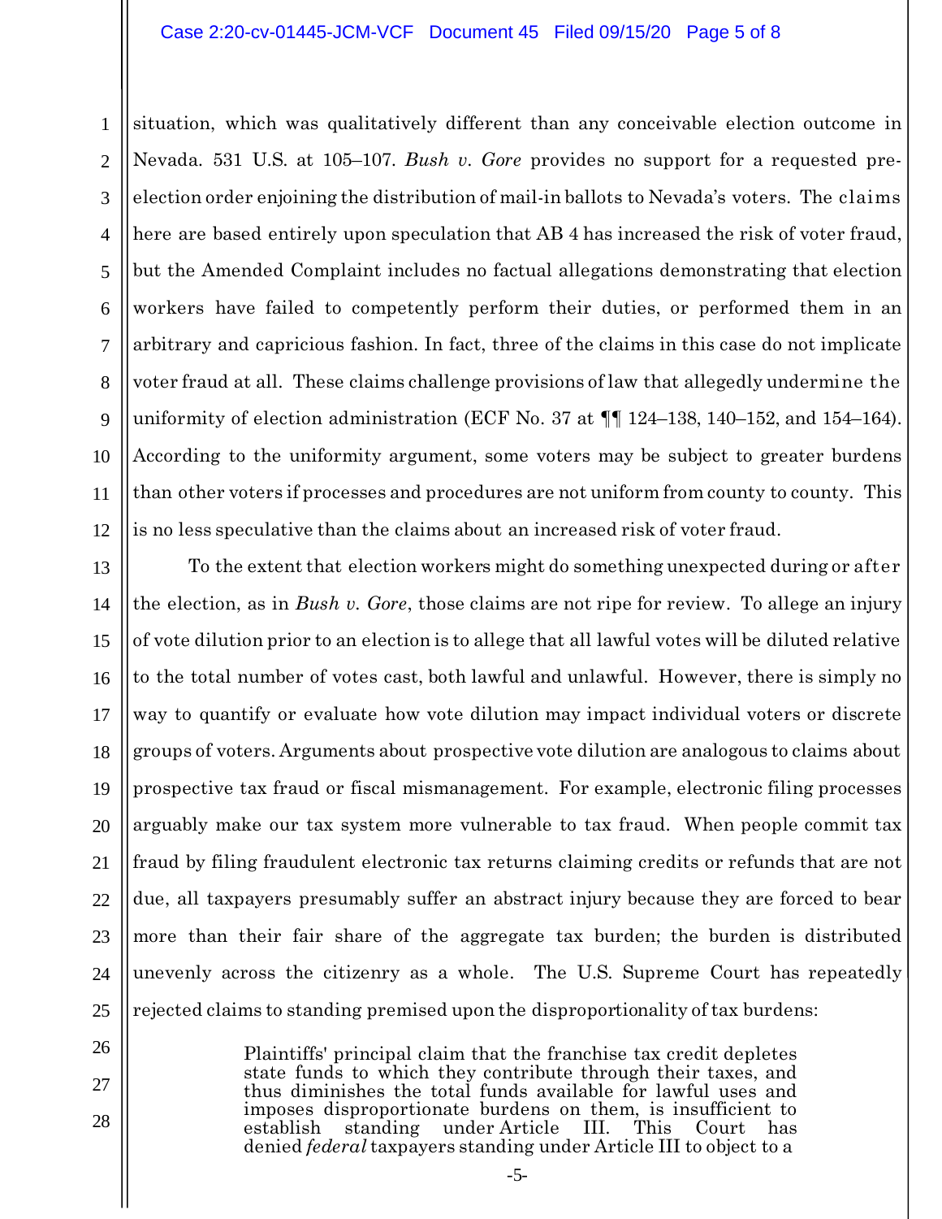situation, which was qualitatively different than any conceivable election outcome in Nevada. 531 U.S. at 105–107. *Bush v. Gore* provides no support for a requested pre-election order enjoining the distribution of mail-in ballots to Nevada's voters. The claims here are based entirely upon speculation that AB 4 has increased the risk of voter fraud, but the Amended Complaint includes no factual allegations demonstrating that election workers have failed to competently perform their duties, or performed them in an arbitrary and capricious fashion. In fact, three of the claims in this case do not implicate voter fraud at all. These claims challenge provisions of law that allegedly undermine the uniformity of election administration (ECF No. 37 at ¶¶ 124–138, 140–152, and 154–164). According to the uniformity argument, some voters may be subject to greater burdens than other voters if processes and procedures are not uniform from county to county. This is no less speculative than the claims about an increased risk of voter fraud.

To the extent that election workers might do something unexpected during or after the election, as in *Bush v. Gore*, those claims are not ripe for review. To allege an injury of vote dilution prior to an election is to allege that all lawful votes will be diluted relative to the total number of votes cast, both lawful and unlawful. However, there is simply no way to quantify or evaluate how vote dilution may impact individual voters or discrete groups of voters. Arguments about prospective vote dilution are analogous to claims about prospective tax fraud or fiscal mismanagement. For example, electronic filing processes arguably make our tax system more vulnerable to tax fraud. When people commit tax fraud by filing fraudulent electronic tax returns claiming credits or refunds that are not due, all taxpayers presumably suffer an abstract injury because they are forced to bear more than their fair share of the aggregate tax burden; the burden is distributed unevenly across the citizenry as a whole. The U.S. Supreme Court has repeatedly rejected claims to standing premised upon the disproportionality of tax burdens:

> Plaintiffs' principal claim that the franchise tax credit depletes state funds to which they contribute through their taxes, and thus diminishes the total funds available for lawful uses and imposes disproportionate burdens on them, is insufficient to establish standing under Article III. This Court has denied *federal* taxpayers standing under Article III to object to a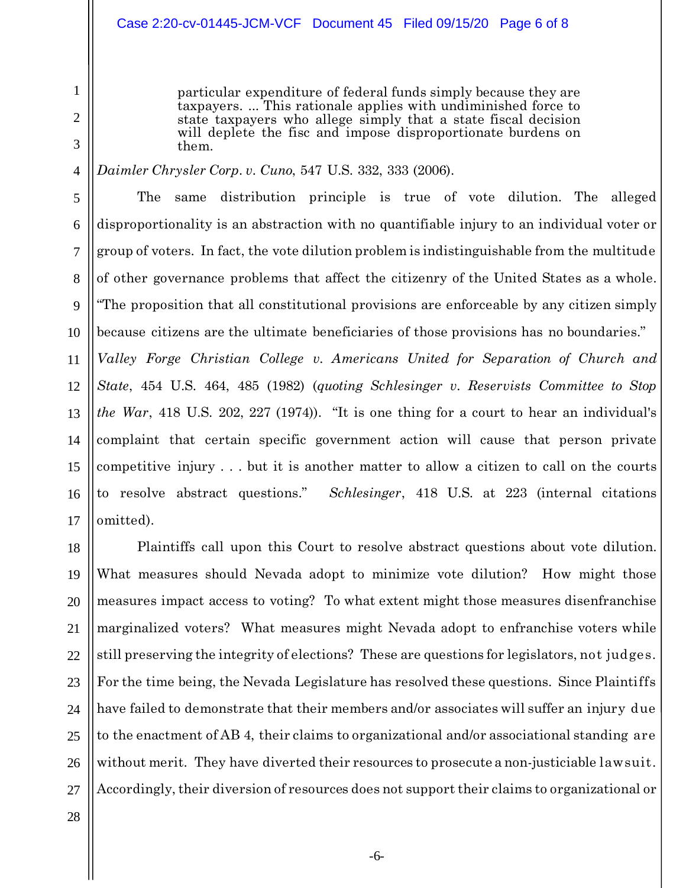> particular expenditure of federal funds simply because they are taxpayers. ... This rationale applies with undiminished force to state taxpayers who allege simply that a state fiscal decision will deplete the fisc and impose disproportionate burdens on them.

*Daimler Chrysler Corp. v. Cuno*, 547 U.S. 332, 333 (2006).

The same distribution principle is true of vote dilution. The alleged disproportionality is an abstraction with no quantifiable injury to an individual voter or group of voters. In fact, the vote dilution problem is indistinguishable from the multitude of other governance problems that affect the citizenry of the United States as a whole. "The proposition that all constitutional provisions are enforceable by any citizen simply because citizens are the ultimate beneficiaries of those provisions has no boundaries." *Valley Forge Christian College v. Americans United for Separation of Church and State*, 454 U.S. 464, 485 (1982) (*quoting Schlesinger v. Reservists Committee to Stop the War*, 418 U.S. 202, 227 (1974)). "It is one thing for a court to hear an individual's complaint that certain specific government action will cause that person private competitive injury . . . but it is another matter to allow a citizen to call on the courts to resolve abstract questions." *Schlesinger*, 418 U.S. at 223 (internal citations omitted).

Plaintiffs call upon this Court to resolve abstract questions about vote dilution. What measures should Nevada adopt to minimize vote dilution? How might those measures impact access to voting? To what extent might those measures disenfranchise marginalized voters? What measures might Nevada adopt to enfranchise voters while still preserving the integrity of elections? These are questions for legislators, not judges. For the time being, the Nevada Legislature has resolved these questions. Since Plaintiffs have failed to demonstrate that their members and/or associates will suffer an injury due to the enactment of AB 4, their claims to organizational and/or associational standing are without merit. They have diverted their resources to prosecute a non-justiciable lawsuit. Accordingly, their diversion of resources does not support their claims to organizational or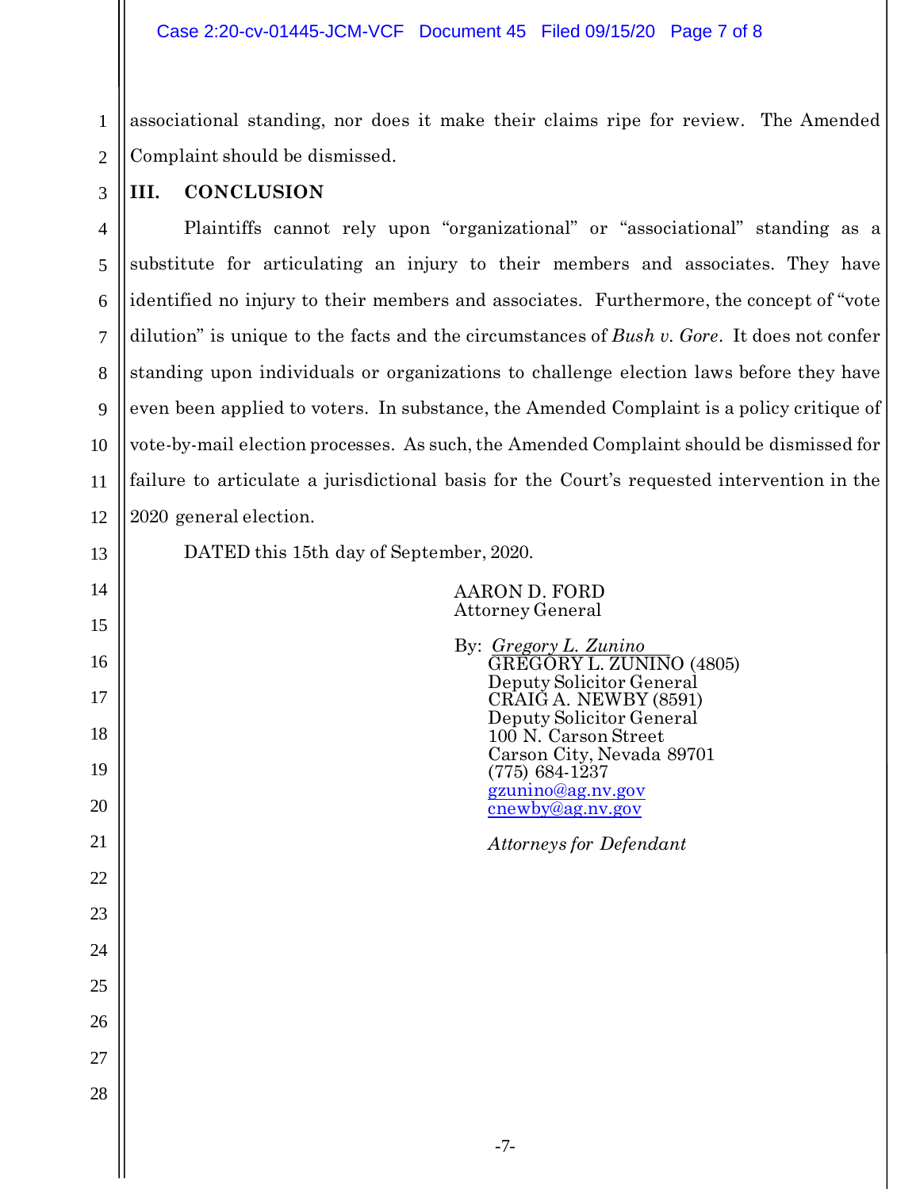associational standing, nor does it make their claims ripe for review. The Amended Complaint should be dismissed.

## III. CONCLUSION

Plaintiffs cannot rely upon "organizational" or "associational" standing as a substitute for articulating an injury to their members and associates. They have identified no injury to their members and associates. Furthermore, the concept of "vote dilution" is unique to the facts and the circumstances of *Bush v. Gore*. It does not confer standing upon individuals or organizations to challenge election laws before they have even been applied to voters. In substance, the Amended Complaint is a policy critique of vote-by-mail election processes. As such, the Amended Complaint should be dismissed for failure to articulate a jurisdictional basis for the Court's requested intervention in the 2020 general election.

DATED this 15th day of September, 2020.

AARON D. FORD
Attorney General

By: *Gregory L. Zunino*
GREGORY L. ZUNINO (4805)
Deputy Solicitor General
CRAIG A. NEWBY (8591)
Deputy Solicitor General
100 N. Carson Street
Carson City, Nevada 89701
(775) 684-1237
gzunino@ag.nv.gov
cnewby@ag.nv.gov

*Attorneys for Defendant*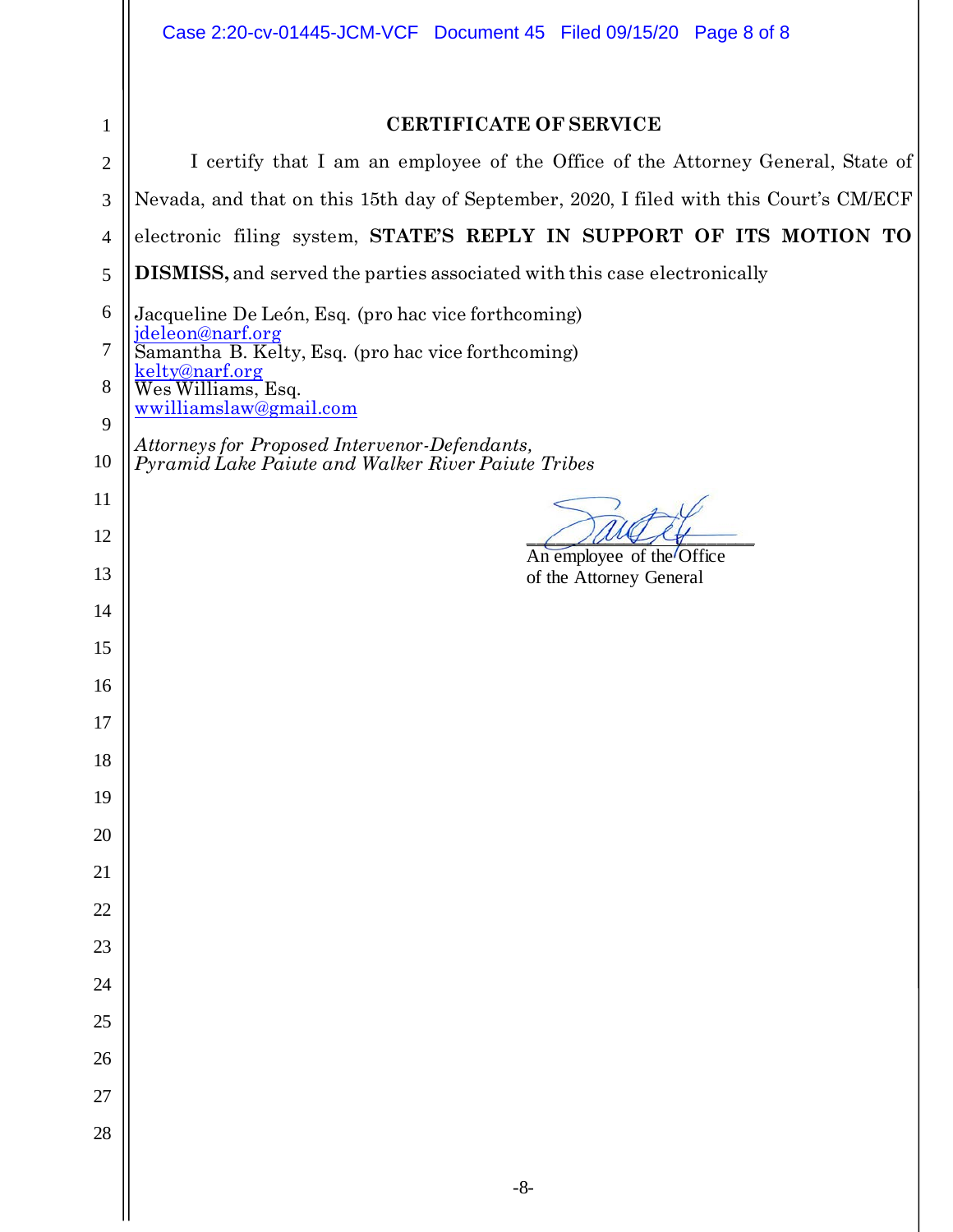## CERTIFICATE OF SERVICE

I certify that I am an employee of the Office of the Attorney General, State of Nevada, and that on this 15th day of September, 2020, I filed with this Court's CM/ECF electronic filing system, **STATE'S REPLY IN SUPPORT OF ITS MOTION TO DISMISS,** and served the parties associated with this case electronically

Jacqueline De León, Esq. (pro hac vice forthcoming)
jdeleon@narf.org
Samantha B. Kelty, Esq. (pro hac vice forthcoming)
kelty@narf.org
Wes Williams, Esq.
wwilliamslaw@gmail.com

*Attorneys for Proposed Intervenor-Defendants, Pyramid Lake Paiute and Walker River Paiute Tribes*

An employee of the Office of the Attorney General